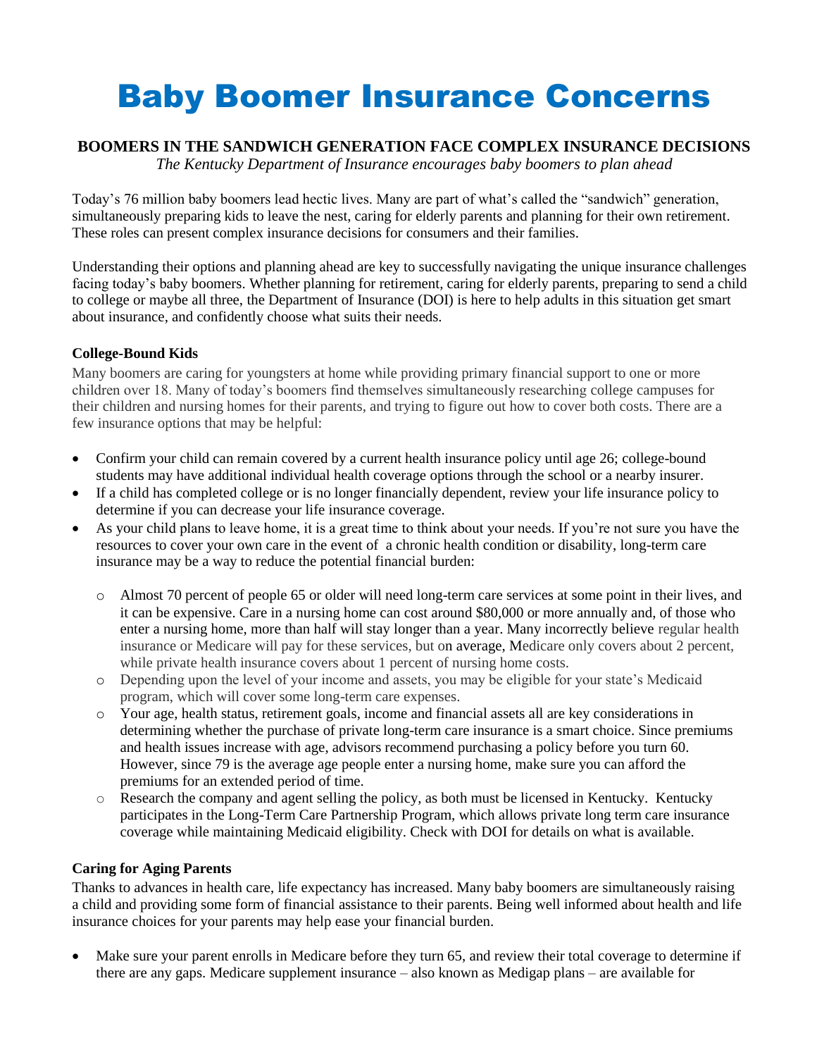# Baby Boomer Insurance Concerns

**BOOMERS IN THE SANDWICH GENERATION FACE COMPLEX INSURANCE DECISIONS**

*The Kentucky Department of Insurance encourages baby boomers to plan ahead*

Today's 76 million baby boomers lead hectic lives. Many are part of what's called the "sandwich" generation, simultaneously preparing kids to leave the nest, caring for elderly parents and planning for their own retirement. These roles can present complex insurance decisions for consumers and their families.

Understanding their options and planning ahead are key to successfully navigating the unique insurance challenges facing today's baby boomers. Whether planning for retirement, caring for elderly parents, preparing to send a child to college or maybe all three, the Department of Insurance (DOI) is here to help adults in this situation get smart about insurance, and confidently choose what suits their needs.

**College-Bound Kids**

Many boomers are caring for youngsters at home while providing primary financial support to one or more children over 18. Many of today's boomers find themselves simultaneously researching college campuses for their children and nursing homes for their parents, and trying to figure out how to cover both costs. There are a few insurance options that may be helpful:

- Confirm your child can remain covered by a current health insurance policy until age 26; college-bound students may have additional individual health coverage options through the school or a nearby insurer.
- If a child has completed college or is no longer financially dependent, review your life insurance policy to determine if you can decrease your life insurance coverage.
- As your child plans to leave home, it is a great time to think about your needs. If you're not sure you have the resources to cover your own care in the event of a chronic health condition or disability, long-term care insurance may be a way to reduce the potential financial burden:
  - Almost 70 percent of people 65 or older will need long-term care services at some point in their lives, and it can be expensive. Care in a nursing home can cost around $80,000 or more annually and, of those who enter a nursing home, more than half will stay longer than a year. Many incorrectly believe regular health insurance or Medicare will pay for these services, but on average, Medicare only covers about 2 percent, while private health insurance covers about 1 percent of nursing home costs.
  - Depending upon the level of your income and assets, you may be eligible for your state's Medicaid program, which will cover some long-term care expenses.
  - Your age, health status, retirement goals, income and financial assets all are key considerations in determining whether the purchase of private long-term care insurance is a smart choice. Since premiums and health issues increase with age, advisors recommend purchasing a policy before you turn 60. However, since 79 is the average age people enter a nursing home, make sure you can afford the premiums for an extended period of time.
  - Research the company and agent selling the policy, as both must be licensed in Kentucky. Kentucky participates in the Long-Term Care Partnership Program, which allows private long term care insurance coverage while maintaining Medicaid eligibility. Check with DOI for details on what is available.

**Caring for Aging Parents**

Thanks to advances in health care, life expectancy has increased. Many baby boomers are simultaneously raising a child and providing some form of financial assistance to their parents. Being well informed about health and life insurance choices for your parents may help ease your financial burden.

- Make sure your parent enrolls in Medicare before they turn 65, and review their total coverage to determine if there are any gaps. Medicare supplement insurance – also known as Medigap plans – are available for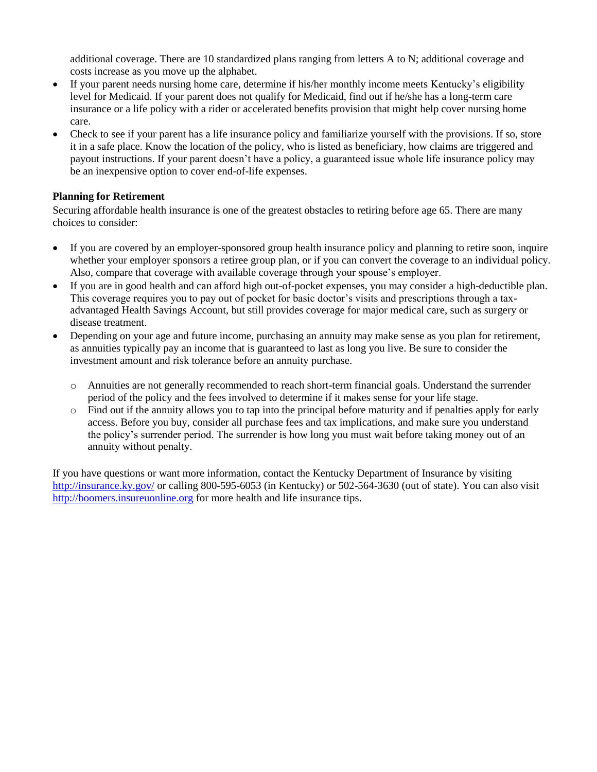additional coverage. There are 10 standardized plans ranging from letters A to N; additional coverage and costs increase as you move up the alphabet.

- If your parent needs nursing home care, determine if his/her monthly income meets Kentucky's eligibility level for Medicaid. If your parent does not qualify for Medicaid, find out if he/she has a long-term care insurance or a life policy with a rider or accelerated benefits provision that might help cover nursing home care.
- Check to see if your parent has a life insurance policy and familiarize yourself with the provisions. If so, store it in a safe place. Know the location of the policy, who is listed as beneficiary, how claims are triggered and payout instructions. If your parent doesn't have a policy, a guaranteed issue whole life insurance policy may be an inexpensive option to cover end-of-life expenses.

**Planning for Retirement**

Securing affordable health insurance is one of the greatest obstacles to retiring before age 65. There are many choices to consider:

- If you are covered by an employer-sponsored group health insurance policy and planning to retire soon, inquire whether your employer sponsors a retiree group plan, or if you can convert the coverage to an individual policy. Also, compare that coverage with available coverage through your spouse's employer.
- If you are in good health and can afford high out-of-pocket expenses, you may consider a high-deductible plan. This coverage requires you to pay out of pocket for basic doctor's visits and prescriptions through a tax-advantaged Health Savings Account, but still provides coverage for major medical care, such as surgery or disease treatment.
- Depending on your age and future income, purchasing an annuity may make sense as you plan for retirement, as annuities typically pay an income that is guaranteed to last as long you live. Be sure to consider the investment amount and risk tolerance before an annuity purchase.
  - Annuities are not generally recommended to reach short-term financial goals. Understand the surrender period of the policy and the fees involved to determine if it makes sense for your life stage.
  - Find out if the annuity allows you to tap into the principal before maturity and if penalties apply for early access. Before you buy, consider all purchase fees and tax implications, and make sure you understand the policy's surrender period. The surrender is how long you must wait before taking money out of an annuity without penalty.

If you have questions or want more information, contact the Kentucky Department of Insurance by visiting [http://insurance.ky.gov/](http://insurance.ky.gov/) or calling 800-595-6053 (in Kentucky) or 502-564-3630 (out of state). You can also visit [http://boomers.insureuonline.org](http://boomers.insureuonline.org) for more health and life insurance tips.